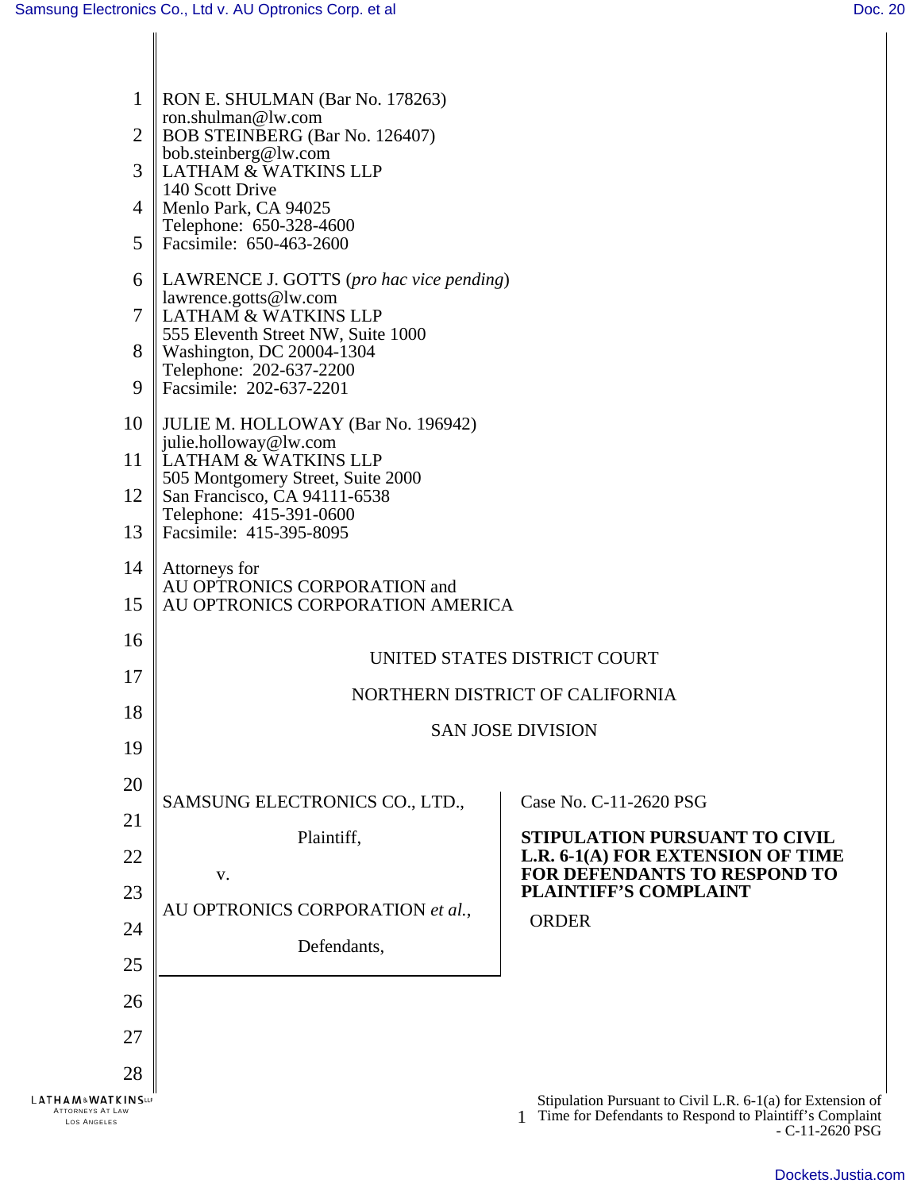RON E. SHULMAN (Bar No. 178263)
ron.shulman@lw.com
BOB STEINBERG (Bar No. 126407)
bob.steinberg@lw.com
LATHAM & WATKINS LLP
140 Scott Drive
Menlo Park, CA 94025
Telephone: 650-328-4600
Facsimile: 650-463-2600

LAWRENCE J. GOTTS (*pro hac vice pending*)
lawrence.gotts@lw.com
LATHAM & WATKINS LLP
555 Eleventh Street NW, Suite 1000
Washington, DC 20004-1304
Telephone: 202-637-2200
Facsimile: 202-637-2201

JULIE M. HOLLOWAY (Bar No. 196942)
julie.holloway@lw.com
LATHAM & WATKINS LLP
505 Montgomery Street, Suite 2000
San Francisco, CA 94111-6538
Telephone: 415-391-0600
Facsimile: 415-395-8095

Attorneys for
AU OPTRONICS CORPORATION and
AU OPTRONICS CORPORATION AMERICA

UNITED STATES DISTRICT COURT

NORTHERN DISTRICT OF CALIFORNIA

SAN JOSE DIVISION

SAMSUNG ELECTRONICS CO., LTD.,

Plaintiff,

v.

AU OPTRONICS CORPORATION *et al.*,

Defendants,

Case No. C-11-2620 PSG

**STIPULATION PURSUANT TO CIVIL L.R. 6-1(A) FOR EXTENSION OF TIME FOR DEFENDANTS TO RESPOND TO PLAINTIFF'S COMPLAINT**

ORDER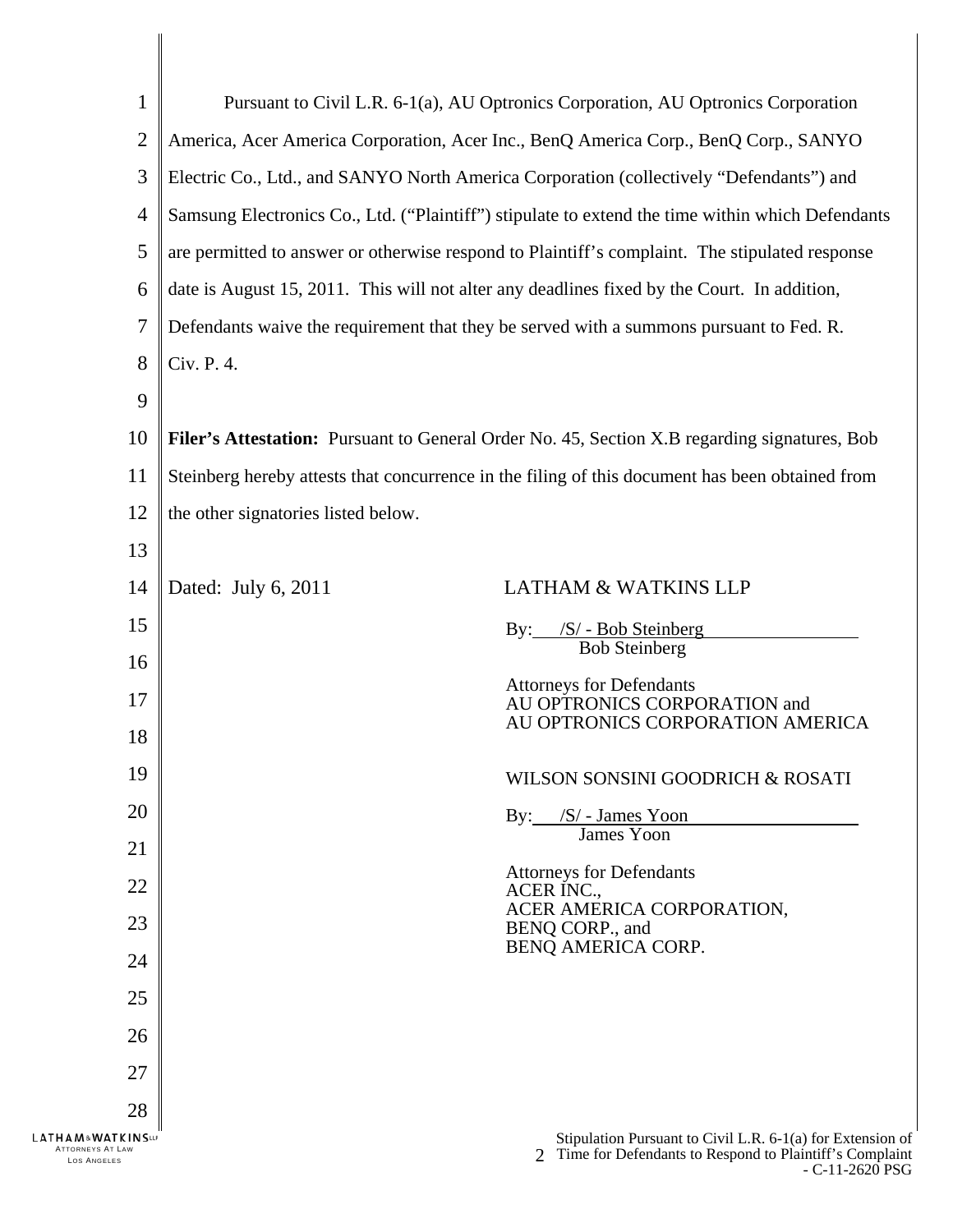Pursuant to Civil L.R. 6-1(a), AU Optronics Corporation, AU Optronics Corporation America, Acer America Corporation, Acer Inc., BenQ America Corp., BenQ Corp., SANYO Electric Co., Ltd., and SANYO North America Corporation (collectively "Defendants") and Samsung Electronics Co., Ltd. ("Plaintiff") stipulate to extend the time within which Defendants are permitted to answer or otherwise respond to Plaintiff's complaint. The stipulated response date is August 15, 2011. This will not alter any deadlines fixed by the Court. In addition, Defendants waive the requirement that they be served with a summons pursuant to Fed. R. Civ. P. 4.

**Filer's Attestation:** Pursuant to General Order No. 45, Section X.B regarding signatures, Bob Steinberg hereby attests that concurrence in the filing of this document has been obtained from the other signatories listed below.

Dated: July 6, 2011

LATHAM & WATKINS LLP

By: /S/ - Bob Steinberg
Bob Steinberg

Attorneys for Defendants
AU OPTRONICS CORPORATION and
AU OPTRONICS CORPORATION AMERICA

WILSON SONSINI GOODRICH & ROSATI

By: /S/ - James Yoon
James Yoon

Attorneys for Defendants
ACER INC.,
ACER AMERICA CORPORATION,
BENQ CORP., and
BENQ AMERICA CORP.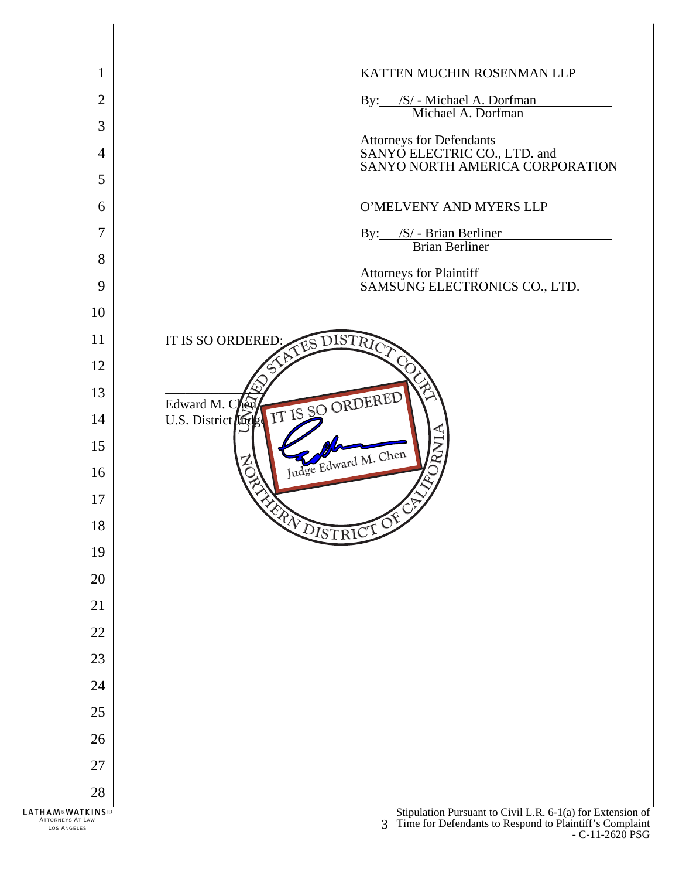KATTEN MUCHIN ROSENMAN LLP

By: /S/ - Michael A. Dorfman
Michael A. Dorfman

Attorneys for Defendants
SANYO ELECTRIC CO., LTD. and
SANYO NORTH AMERICA CORPORATION

O'MELVENY AND MYERS LLP

By: /S/ - Brian Berliner
Brian Berliner

Attorneys for Plaintiff
SAMSUNG ELECTRONICS CO., LTD.

IT IS SO ORDERED:

UNITED STATES DISTRICT COURT
NORTHERN DISTRICT OF CALIFORNIA
IT IS SO ORDERED
Judge Edward M. Chen

\_\_\_\_\_\_\_\_\_\_\_\_\_\_\_\_\_\_\_\_
Edward M. Chen
U.S. District Judge

Stipulation Pursuant to Civil L.R. 6-1(a) for Extension of Time for Defendants to Respond to Plaintiff's Complaint - C-11-2620 PSG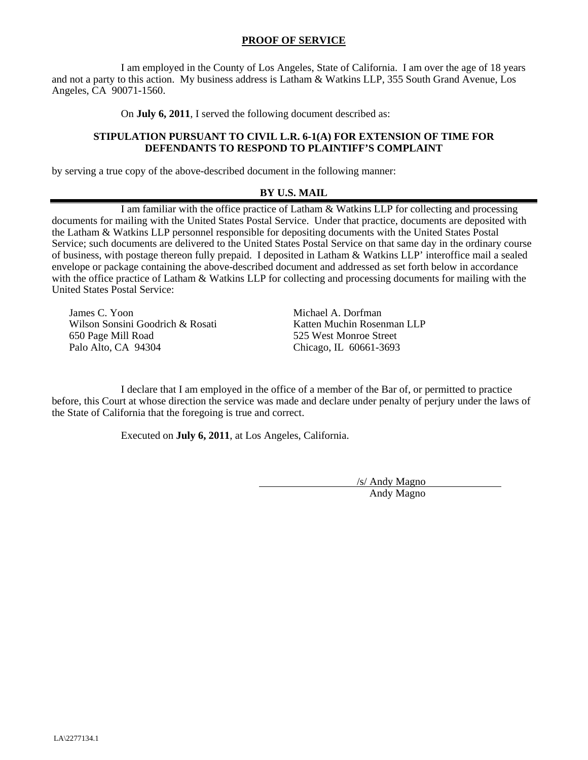## PROOF OF SERVICE

I am employed in the County of Los Angeles, State of California. I am over the age of 18 years and not a party to this action. My business address is Latham & Watkins LLP, 355 South Grand Avenue, Los Angeles, CA 90071-1560.

On **July 6, 2011**, I served the following document described as:

**STIPULATION PURSUANT TO CIVIL L.R. 6-1(A) FOR EXTENSION OF TIME FOR DEFENDANTS TO RESPOND TO PLAINTIFF'S COMPLAINT**

by serving a true copy of the above-described document in the following manner:

**BY U.S. MAIL**

I am familiar with the office practice of Latham & Watkins LLP for collecting and processing documents for mailing with the United States Postal Service. Under that practice, documents are deposited with the Latham & Watkins LLP personnel responsible for depositing documents with the United States Postal Service; such documents are delivered to the United States Postal Service on that same day in the ordinary course of business, with postage thereon fully prepaid. I deposited in Latham & Watkins LLP' interoffice mail a sealed envelope or package containing the above-described document and addressed as set forth below in accordance with the office practice of Latham & Watkins LLP for collecting and processing documents for mailing with the United States Postal Service:

James C. Yoon
Wilson Sonsini Goodrich & Rosati
650 Page Mill Road
Palo Alto, CA 94304

Michael A. Dorfman
Katten Muchin Rosenman LLP
525 West Monroe Street
Chicago, IL 60661-3693

I declare that I am employed in the office of a member of the Bar of, or permitted to practice before, this Court at whose direction the service was made and declare under penalty of perjury under the laws of the State of California that the foregoing is true and correct.

Executed on **July 6, 2011**, at Los Angeles, California.

/s/ Andy Magno
Andy Magno

LA\2277134.1